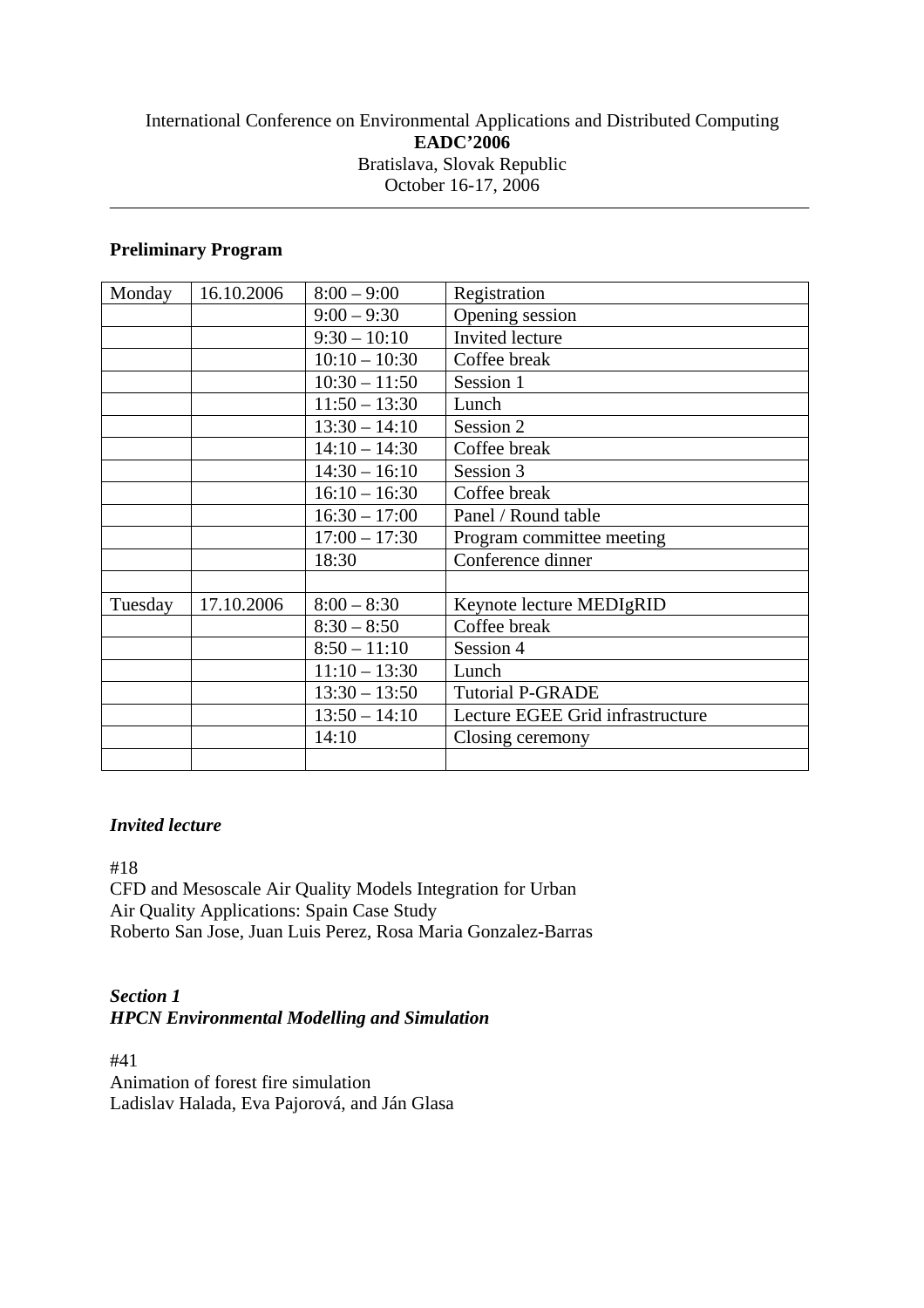International Conference on Environmental Applications and Distributed Computing

**EADC'2006**

Bratislava, Slovak Republic

October 16-17, 2006

---

**Preliminary Program**

| Monday | 16.10.2006 | 8:00 – 9:00 | Registration |
|---|---|---|---|
| | | 9:00 – 9:30 | Opening session |
| | | 9:30 – 10:10 | Invited lecture |
| | | 10:10 – 10:30 | Coffee break |
| | | 10:30 – 11:50 | Session 1 |
| | | 11:50 – 13:30 | Lunch |
| | | 13:30 – 14:10 | Session 2 |
| | | 14:10 – 14:30 | Coffee break |
| | | 14:30 – 16:10 | Session 3 |
| | | 16:10 – 16:30 | Coffee break |
| | | 16:30 – 17:00 | Panel / Round table |
| | | 17:00 – 17:30 | Program committee meeting |
| | | 18:30 | Conference dinner |
| | | | |
| Tuesday | 17.10.2006 | 8:00 – 8:30 | Keynote lecture MEDIgRID |
| | | 8:30 – 8:50 | Coffee break |
| | | 8:50 – 11:10 | Session 4 |
| | | 11:10 – 13:30 | Lunch |
| | | 13:30 – 13:50 | Tutorial P-GRADE |
| | | 13:50 – 14:10 | Lecture EGEE Grid infrastructure |
| | | 14:10 | Closing ceremony |
| | | | |

***Invited lecture***

#18
CFD and Mesoscale Air Quality Models Integration for Urban Air Quality Applications: Spain Case Study
Roberto San Jose, Juan Luis Perez, Rosa Maria Gonzalez-Barras

***Section 1***
***HPCN Environmental Modelling and Simulation***

#41
Animation of forest fire simulation
Ladislav Halada, Eva Pajorová, and Ján Glasa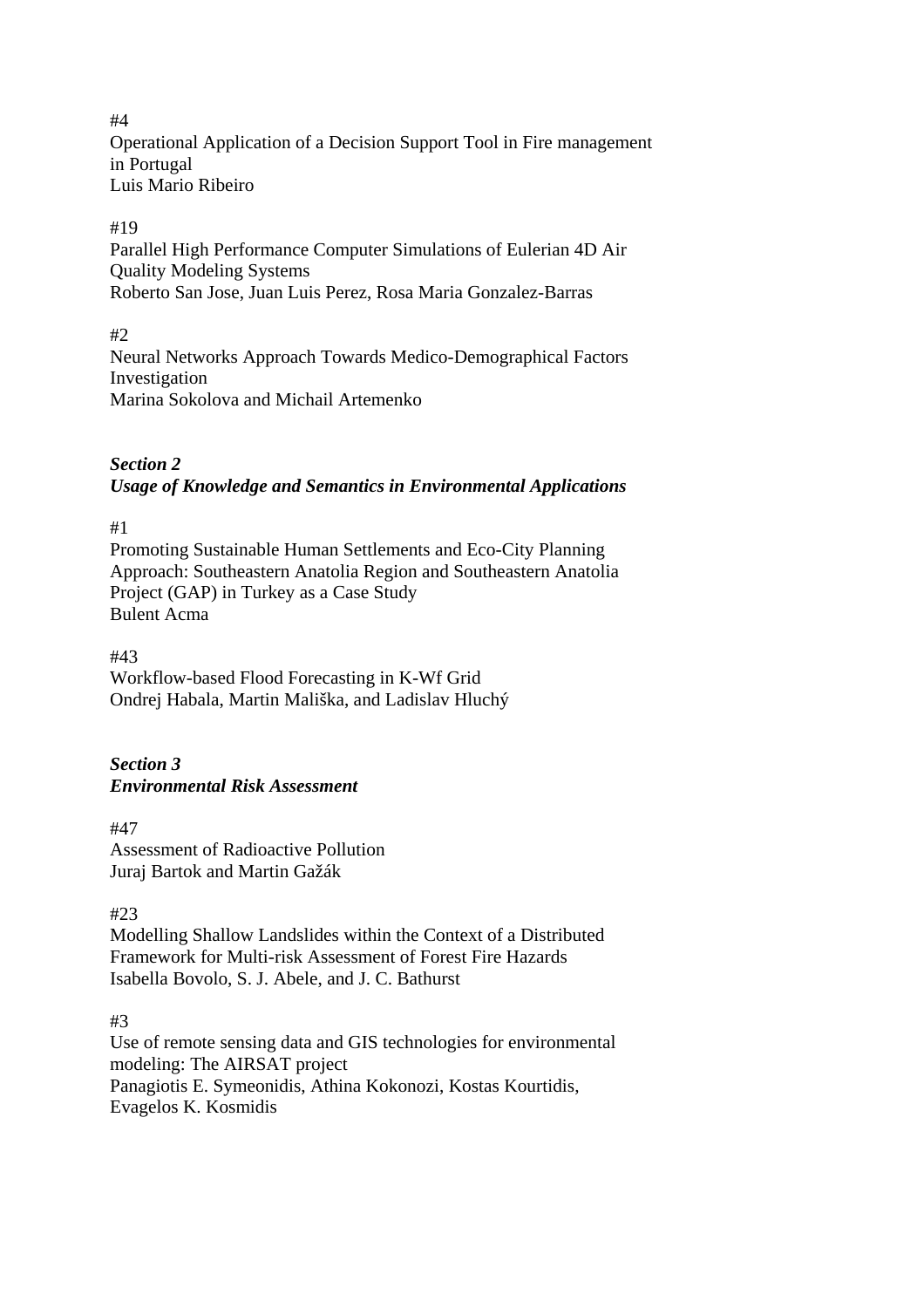#4
Operational Application of a Decision Support Tool in Fire management in Portugal
Luis Mario Ribeiro

#19
Parallel High Performance Computer Simulations of Eulerian 4D Air Quality Modeling Systems
Roberto San Jose, Juan Luis Perez, Rosa Maria Gonzalez-Barras

#2
Neural Networks Approach Towards Medico-Demographical Factors Investigation
Marina Sokolova and Michail Artemenko

***Section 2***
***Usage of Knowledge and Semantics in Environmental Applications***

#1
Promoting Sustainable Human Settlements and Eco-City Planning Approach: Southeastern Anatolia Region and Southeastern Anatolia Project (GAP) in Turkey as a Case Study
Bulent Acma

#43
Workflow-based Flood Forecasting in K-Wf Grid
Ondrej Habala, Martin Mališka, and Ladislav Hluchý

***Section 3***
***Environmental Risk Assessment***

#47
Assessment of Radioactive Pollution
Juraj Bartok and Martin Gažák

#23
Modelling Shallow Landslides within the Context of a Distributed Framework for Multi-risk Assessment of Forest Fire Hazards
Isabella Bovolo, S. J. Abele, and J. C. Bathurst

#3
Use of remote sensing data and GIS technologies for environmental modeling: The AIRSAT project
Panagiotis E. Symeonidis, Athina Kokonozi, Kostas Kourtidis, Evagelos K. Kosmidis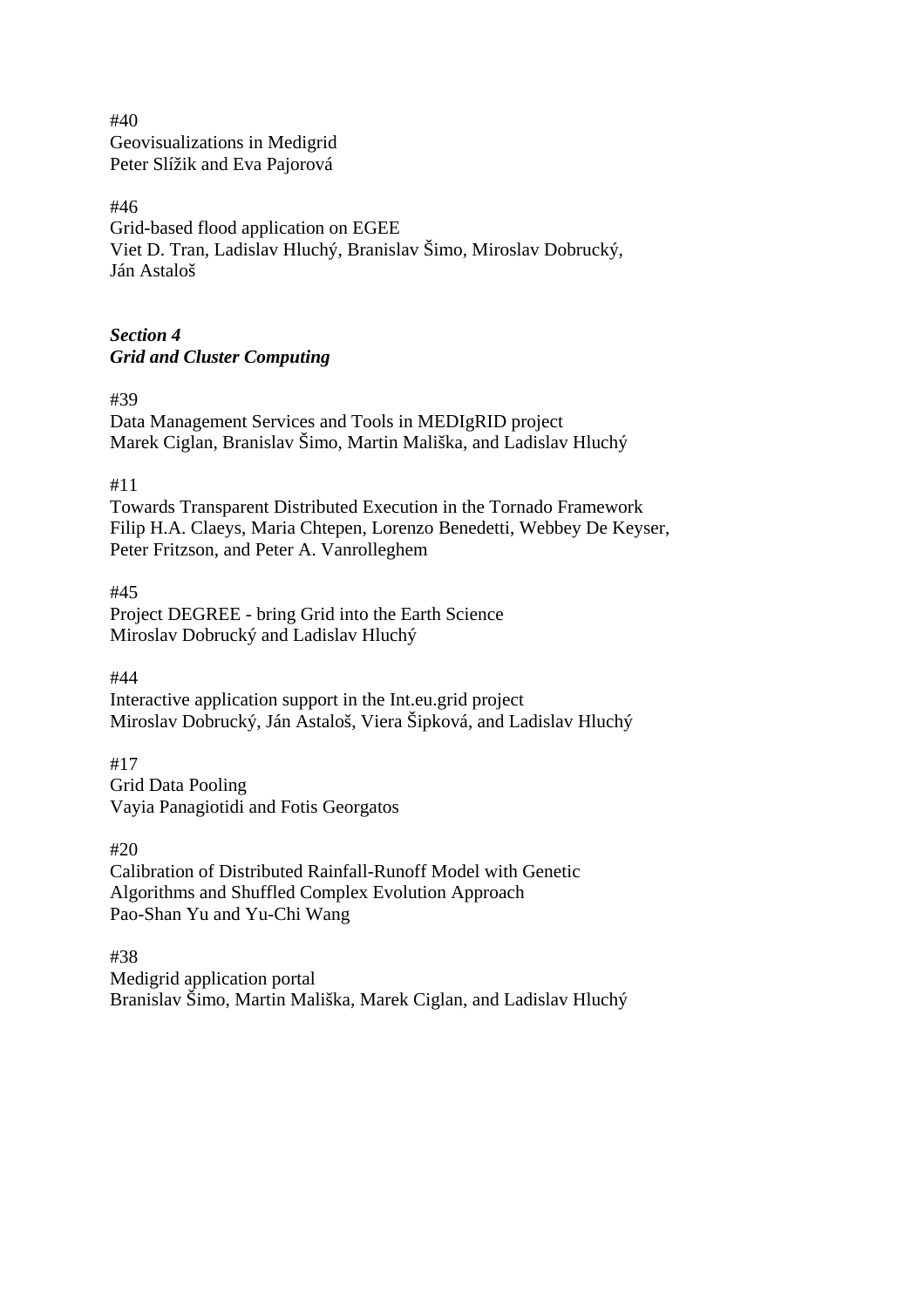#40
Geovisualizations in Medigrid
Peter Slížik and Eva Pajorová

#46
Grid-based flood application on EGEE
Viet D. Tran, Ladislav Hluchý, Branislav Šimo, Miroslav Dobrucký, Ján Astaloš

***Section 4***
***Grid and Cluster Computing***

#39
Data Management Services and Tools in MEDIgRID project
Marek Ciglan, Branislav Šimo, Martin Mališka, and Ladislav Hluchý

#11
Towards Transparent Distributed Execution in the Tornado Framework
Filip H.A. Claeys, Maria Chtepen, Lorenzo Benedetti, Webbey De Keyser, Peter Fritzson, and Peter A. Vanrolleghem

#45
Project DEGREE - bring Grid into the Earth Science
Miroslav Dobrucký and Ladislav Hluchý

#44
Interactive application support in the Int.eu.grid project
Miroslav Dobrucký, Ján Astaloš, Viera Šipková, and Ladislav Hluchý

#17
Grid Data Pooling
Vayia Panagiotidi and Fotis Georgatos

#20
Calibration of Distributed Rainfall-Runoff Model with Genetic Algorithms and Shuffled Complex Evolution Approach
Pao-Shan Yu and Yu-Chi Wang

#38
Medigrid application portal
Branislav Šimo, Martin Mališka, Marek Ciglan, and Ladislav Hluchý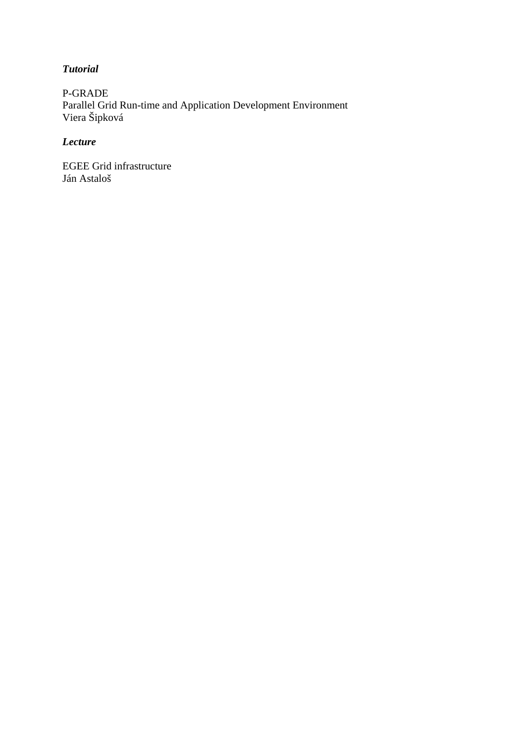***Tutorial***

P-GRADE
Parallel Grid Run-time and Application Development Environment
Viera Šipková

***Lecture***

EGEE Grid infrastructure
Ján Astaloš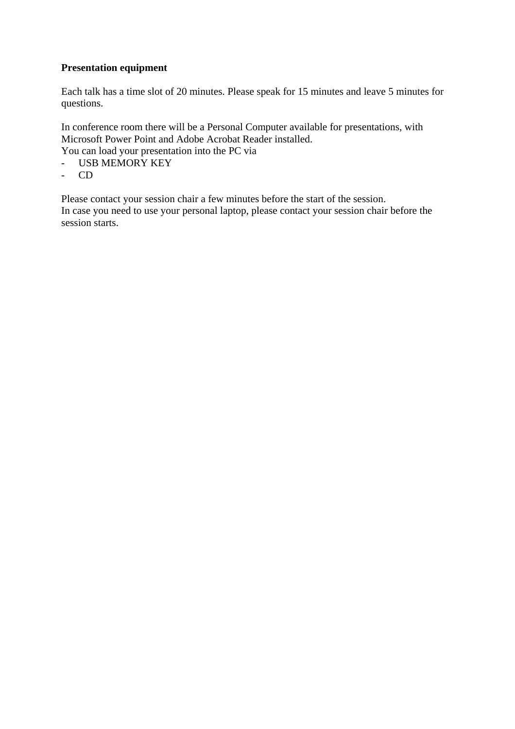**Presentation equipment**

Each talk has a time slot of 20 minutes. Please speak for 15 minutes and leave 5 minutes for questions.

In conference room there will be a Personal Computer available for presentations, with Microsoft Power Point and Adobe Acrobat Reader installed.
You can load your presentation into the PC via

- USB MEMORY KEY
- CD

Please contact your session chair a few minutes before the start of the session.
In case you need to use your personal laptop, please contact your session chair before the session starts.